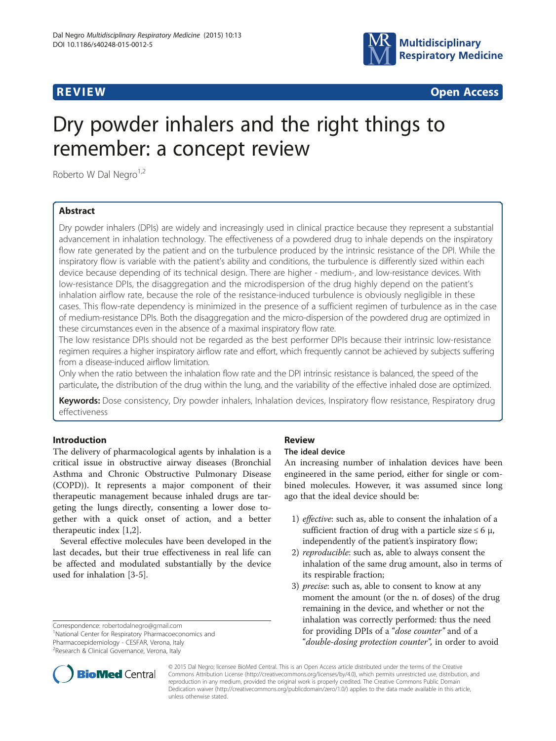**REVIEW** **Open Access**

# Dry powder inhalers and the right things to remember: a concept review

Roberto W Dal Negro[1,2]

## Abstract

Dry powder inhalers (DPIs) are widely and increasingly used in clinical practice because they represent a substantial advancement in inhalation technology. The effectiveness of a powdered drug to inhale depends on the inspiratory flow rate generated by the patient and on the turbulence produced by the intrinsic resistance of the DPI. While the inspiratory flow is variable with the patient's ability and conditions, the turbulence is differently sized within each device because depending of its technical design. There are higher - medium-, and low-resistance devices. With low-resistance DPIs, the disaggregation and the microdispersion of the drug highly depend on the patient's inhalation airflow rate, because the role of the resistance-induced turbulence is obviously negligible in these cases. This flow-rate dependency is minimized in the presence of a sufficient regimen of turbulence as in the case of medium-resistance DPIs. Both the disaggregation and the micro-dispersion of the powdered drug are optimized in these circumstances even in the absence of a maximal inspiratory flow rate.

The low resistance DPIs should not be regarded as the best performer DPIs because their intrinsic low-resistance regimen requires a higher inspiratory airflow rate and effort, which frequently cannot be achieved by subjects suffering from a disease-induced airflow limitation.

Only when the ratio between the inhalation flow rate and the DPI intrinsic resistance is balanced, the speed of the particulate**,** the distribution of the drug within the lung, and the variability of the effective inhaled dose are optimized.

**Keywords:** Dose consistency, Dry powder inhalers, Inhalation devices, Inspiratory flow resistance, Respiratory drug effectiveness

## Introduction

The delivery of pharmacological agents by inhalation is a critical issue in obstructive airway diseases (Bronchial Asthma and Chronic Obstructive Pulmonary Disease (COPD)). It represents a major component of their therapeutic management because inhaled drugs are targeting the lungs directly, consenting a lower dose together with a quick onset of action, and a better therapeutic index [1,2].

Several effective molecules have been developed in the last decades, but their true effectiveness in real life can be affected and modulated substantially by the device used for inhalation [3-5].

## Review

### The ideal device

An increasing number of inhalation devices have been engineered in the same period, either for single or combined molecules. However, it was assumed since long ago that the ideal device should be:

1) *effective*: such as, able to consent the inhalation of a sufficient fraction of drug with a particle size ≤ 6 μ, independently of the patient's inspiratory flow;
2) *reproducible*: such as, able to always consent the inhalation of the same drug amount, also in terms of its respirable fraction;
3) *precise*: such as, able to consent to know at any moment the amount (or the n. of doses) of the drug remaining in the device, and whether or not the inhalation was correctly performed: thus the need for providing DPIs of a "*dose counter"* and of a "*double-dosing protection counter",* in order to avoid

Correspondence: robertodalnegro@gmail.com
[1]National Center for Respiratory Pharmacoeconomics and Pharmacoepidemiology - CESFAR, Verona, Italy
[2]Research & Clinical Governance, Verona, Italy

© 2015 Dal Negro; licensee BioMed Central. This is an Open Access article distributed under the terms of the Creative Commons Attribution License (http://creativecommons.org/licenses/by/4.0), which permits unrestricted use, distribution, and reproduction in any medium, provided the original work is properly credited. The Creative Commons Public Domain Dedication waiver (http://creativecommons.org/publicdomain/zero/1.0/) applies to the data made available in this article, unless otherwise stated.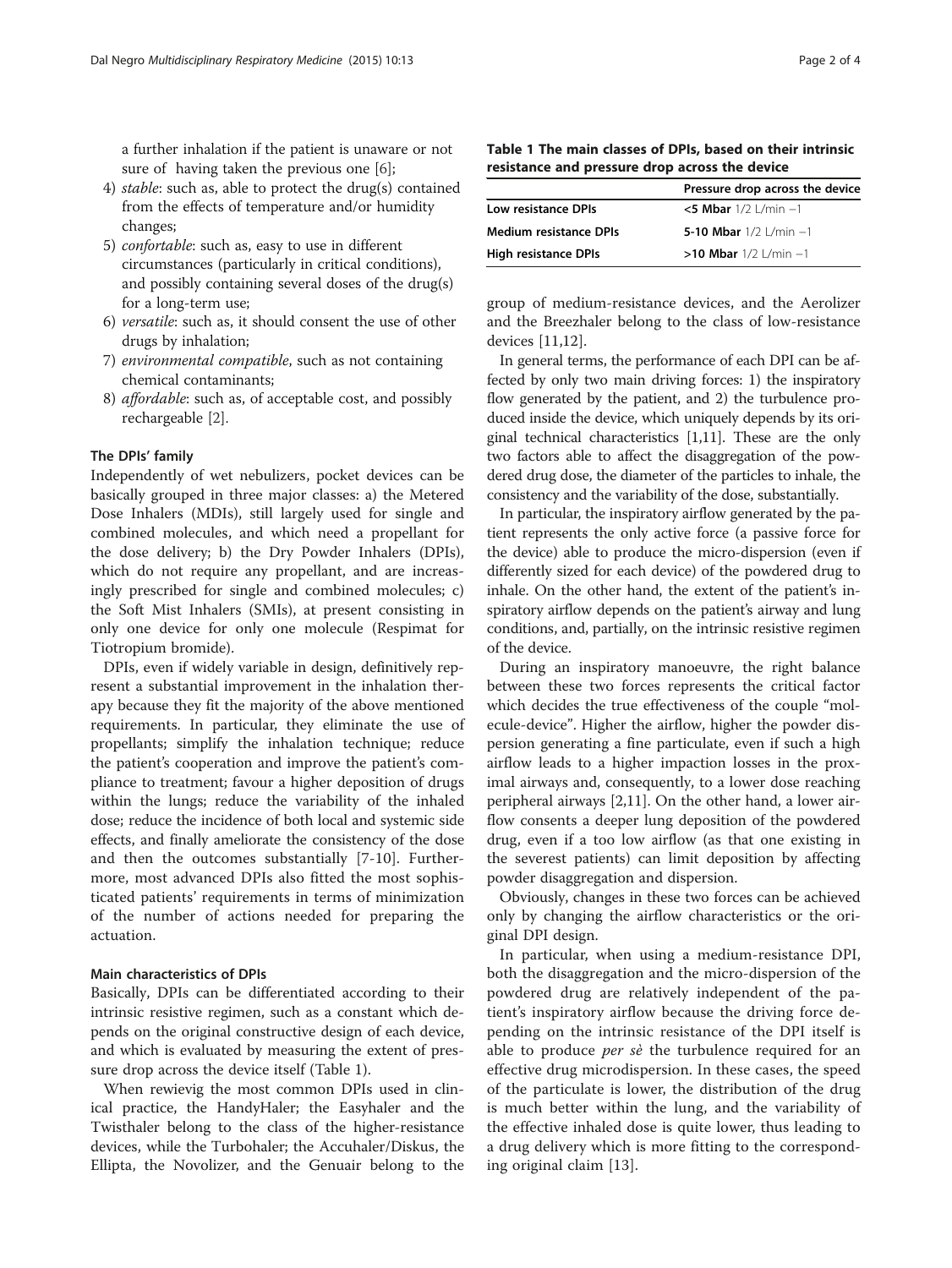a further inhalation if the patient is unaware or not sure of having taken the previous one [6];

4) *stable*: such as, able to protect the drug(s) contained from the effects of temperature and/or humidity changes;
5) *confortable*: such as, easy to use in different circumstances (particularly in critical conditions), and possibly containing several doses of the drug(s) for a long-term use;
6) *versatile*: such as, it should consent the use of other drugs by inhalation;
7) *environmental compatible*, such as not containing chemical contaminants;
8) *affordable*: such as, of acceptable cost, and possibly rechargeable [2].

## The DPIs' family

Independently of wet nebulizers, pocket devices can be basically grouped in three major classes: a) the Metered Dose Inhalers (MDIs), still largely used for single and combined molecules, and which need a propellant for the dose delivery; b) the Dry Powder Inhalers (DPIs), which do not require any propellant, and are increasingly prescribed for single and combined molecules; c) the Soft Mist Inhalers (SMIs), at present consisting in only one device for only one molecule (Respimat for Tiotropium bromide).

DPIs, even if widely variable in design, definitively represent a substantial improvement in the inhalation therapy because they fit the majority of the above mentioned requirements. In particular, they eliminate the use of propellants; simplify the inhalation technique; reduce the patient's cooperation and improve the patient's compliance to treatment; favour a higher deposition of drugs within the lungs; reduce the variability of the inhaled dose; reduce the incidence of both local and systemic side effects, and finally ameliorate the consistency of the dose and then the outcomes substantially [7-10]. Furthermore, most advanced DPIs also fitted the most sophisticated patients' requirements in terms of minimization of the number of actions needed for preparing the actuation.

## Main characteristics of DPIs

Basically, DPIs can be differentiated according to their intrinsic resistive regimen, such as a constant which depends on the original constructive design of each device, and which is evaluated by measuring the extent of pressure drop across the device itself (Table 1).

**Table 1 The main classes of DPIs, based on their intrinsic resistance and pressure drop across the device**

| | Pressure drop across the device |
|---|---|
| **Low resistance DPIs** | **<5 Mbar** 1/2 L/min −1 |
| **Medium resistance DPIs** | **5-10 Mbar** 1/2 L/min −1 |
| **High resistance DPIs** | **>10 Mbar** 1/2 L/min −1 |

When rewievig the most common DPIs used in clinical practice, the HandyHaler; the Easyhaler and the Twisthaler belong to the class of the higher-resistance devices, while the Turbohaler; the Accuhaler/Diskus, the Ellipta, the Novolizer, and the Genuair belong to the group of medium-resistance devices, and the Aerolizer and the Breezhaler belong to the class of low-resistance devices [11,12].

In general terms, the performance of each DPI can be affected by only two main driving forces: 1) the inspiratory flow generated by the patient, and 2) the turbulence produced inside the device, which uniquely depends by its original technical characteristics [1,11]. These are the only two factors able to affect the disaggregation of the powdered drug dose, the diameter of the particles to inhale, the consistency and the variability of the dose, substantially.

In particular, the inspiratory airflow generated by the patient represents the only active force (a passive force for the device) able to produce the micro-dispersion (even if differently sized for each device) of the powdered drug to inhale. On the other hand, the extent of the patient's inspiratory airflow depends on the patient's airway and lung conditions, and, partially, on the intrinsic resistive regimen of the device.

During an inspiratory manoeuvre, the right balance between these two forces represents the critical factor which decides the true effectiveness of the couple "molecule-device". Higher the airflow, higher the powder dispersion generating a fine particulate, even if such a high airflow leads to a higher impaction losses in the proximal airways and, consequently, to a lower dose reaching peripheral airways [2,11]. On the other hand, a lower airflow consents a deeper lung deposition of the powdered drug, even if a too low airflow (as that one existing in the severest patients) can limit deposition by affecting powder disaggregation and dispersion.

Obviously, changes in these two forces can be achieved only by changing the airflow characteristics or the original DPI design.

In particular, when using a medium-resistance DPI, both the disaggregation and the micro-dispersion of the powdered drug are relatively independent of the patient's inspiratory airflow because the driving force depending on the intrinsic resistance of the DPI itself is able to produce *per sè* the turbulence required for an effective drug microdispersion. In these cases, the speed of the particulate is lower, the distribution of the drug is much better within the lung, and the variability of the effective inhaled dose is quite lower, thus leading to a drug delivery which is more fitting to the corresponding original claim [13].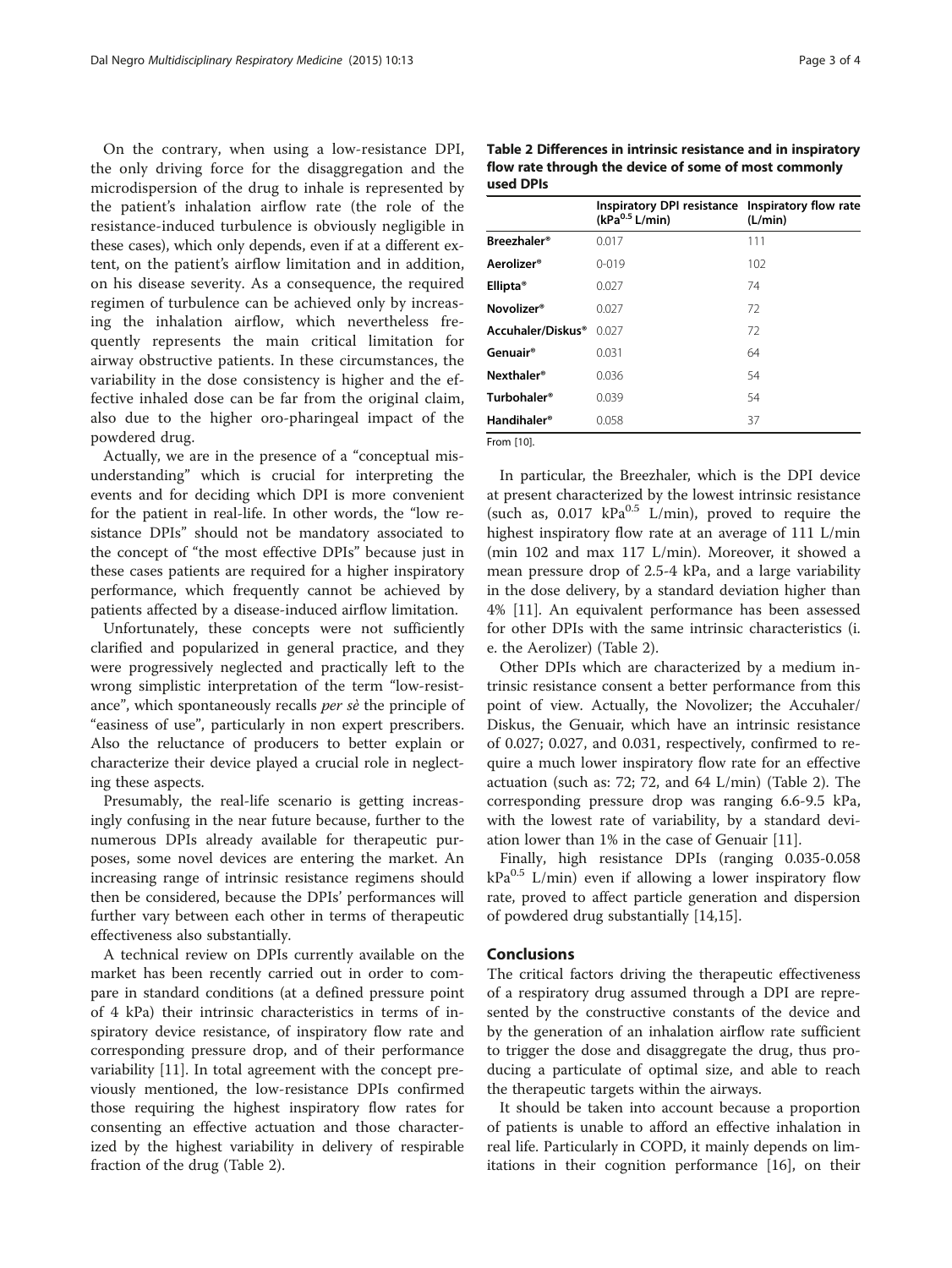On the contrary, when using a low-resistance DPI, the only driving force for the disaggregation and the microdispersion of the drug to inhale is represented by the patient's inhalation airflow rate (the role of the resistance-induced turbulence is obviously negligible in these cases), which only depends, even if at a different extent, on the patient's airflow limitation and in addition, on his disease severity. As a consequence, the required regimen of turbulence can be achieved only by increasing the inhalation airflow, which nevertheless frequently represents the main critical limitation for airway obstructive patients. In these circumstances, the variability in the dose consistency is higher and the effective inhaled dose can be far from the original claim, also due to the higher oro-pharingeal impact of the powdered drug.

Actually, we are in the presence of a "conceptual misunderstanding" which is crucial for interpreting the events and for deciding which DPI is more convenient for the patient in real-life. In other words, the "low resistance DPIs" should not be mandatory associated to the concept of "the most effective DPIs" because just in these cases patients are required for a higher inspiratory performance, which frequently cannot be achieved by patients affected by a disease-induced airflow limitation.

Unfortunately, these concepts were not sufficiently clarified and popularized in general practice, and they were progressively neglected and practically left to the wrong simplistic interpretation of the term "low-resistance", which spontaneously recalls *per sè* the principle of "easiness of use", particularly in non expert prescribers. Also the reluctance of producers to better explain or characterize their device played a crucial role in neglecting these aspects.

Presumably, the real-life scenario is getting increasingly confusing in the near future because, further to the numerous DPIs already available for therapeutic purposes, some novel devices are entering the market. An increasing range of intrinsic resistance regimens should then be considered, because the DPIs' performances will further vary between each other in terms of therapeutic effectiveness also substantially.

A technical review on DPIs currently available on the market has been recently carried out in order to compare in standard conditions (at a defined pressure point of 4 kPa) their intrinsic characteristics in terms of inspiratory device resistance, of inspiratory flow rate and corresponding pressure drop, and of their performance variability [11]. In total agreement with the concept previously mentioned, the low-resistance DPIs confirmed those requiring the highest inspiratory flow rates for consenting an effective actuation and those characterized by the highest variability in delivery of respirable fraction of the drug (Table 2).

**Table 2 Differences in intrinsic resistance and in inspiratory flow rate through the device of some of most commonly used DPIs**

| | Inspiratory DPI resistance ($kPa^{0.5}$ L/min) | Inspiratory flow rate (L/min) |
|---|---|---|
| **Breezhaler®** | 0.017 | 111 |
| **Aerolizer®** | 0-019 | 102 |
| **Ellipta®** | 0.027 | 74 |
| **Novolizer®** | 0.027 | 72 |
| **Accuhaler/Diskus®** | 0.027 | 72 |
| **Genuair®** | 0.031 | 64 |
| **Nexthaler®** | 0.036 | 54 |
| **Turbohaler®** | 0.039 | 54 |
| **Handihaler®** | 0.058 | 37 |

From [10].

In particular, the Breezhaler, which is the DPI device at present characterized by the lowest intrinsic resistance (such as, 0.017 $kPa^{0.5}$ L/min), proved to require the highest inspiratory flow rate at an average of 111 L/min (min 102 and max 117 L/min). Moreover, it showed a mean pressure drop of 2.5-4 kPa, and a large variability in the dose delivery, by a standard deviation higher than 4% [11]. An equivalent performance has been assessed for other DPIs with the same intrinsic characteristics (i. e. the Aerolizer) (Table 2).

Other DPIs which are characterized by a medium intrinsic resistance consent a better performance from this point of view. Actually, the Novolizer; the Accuhaler/Diskus, the Genuair, which have an intrinsic resistance of 0.027; 0.027, and 0.031, respectively, confirmed to require a much lower inspiratory flow rate for an effective actuation (such as: 72; 72, and 64 L/min) (Table 2). The corresponding pressure drop was ranging 6.6-9.5 kPa, with the lowest rate of variability, by a standard deviation lower than 1% in the case of Genuair [11].

Finally, high resistance DPIs (ranging 0.035-0.058 $kPa^{0.5}$ L/min) even if allowing a lower inspiratory flow rate, proved to affect particle generation and dispersion of powdered drug substantially [14,15].

## Conclusions

The critical factors driving the therapeutic effectiveness of a respiratory drug assumed through a DPI are represented by the constructive constants of the device and by the generation of an inhalation airflow rate sufficient to trigger the dose and disaggregate the drug, thus producing a particulate of optimal size, and able to reach the therapeutic targets within the airways.

It should be taken into account because a proportion of patients is unable to afford an effective inhalation in real life. Particularly in COPD, it mainly depends on limitations in their cognition performance [16], on their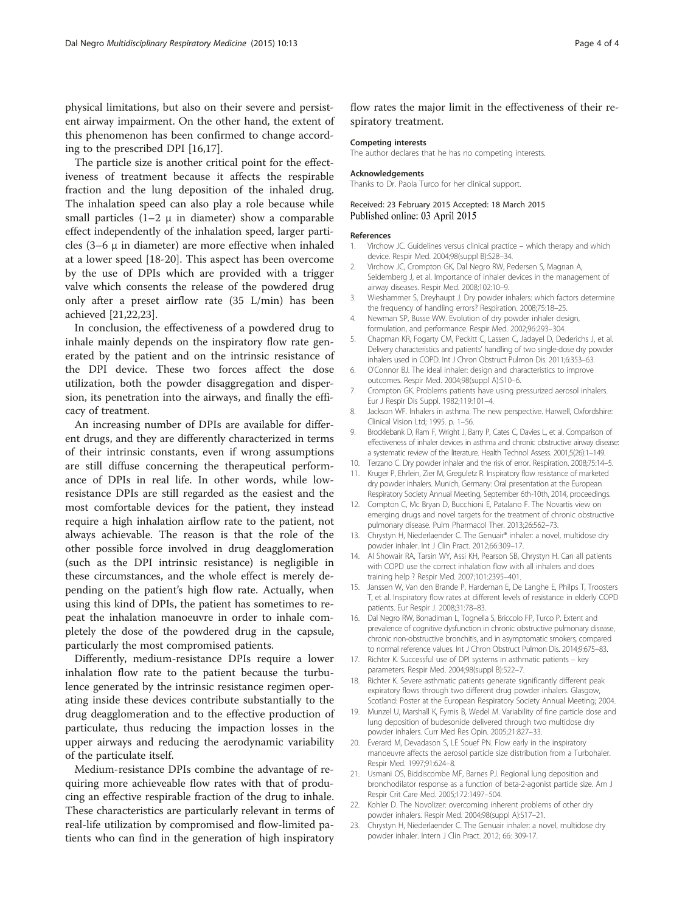physical limitations, but also on their severe and persistent airway impairment. On the other hand, the extent of this phenomenon has been confirmed to change according to the prescribed DPI [16,17].

The particle size is another critical point for the effectiveness of treatment because it affects the respirable fraction and the lung deposition of the inhaled drug. The inhalation speed can also play a role because while small particles (1–2 μ in diameter) show a comparable effect independently of the inhalation speed, larger particles (3–6 μ in diameter) are more effective when inhaled at a lower speed [18-20]. This aspect has been overcome by the use of DPIs which are provided with a trigger valve which consents the release of the powdered drug only after a preset airflow rate (35 L/min) has been achieved [21,22,23].

In conclusion, the effectiveness of a powdered drug to inhale mainly depends on the inspiratory flow rate generated by the patient and on the intrinsic resistance of the DPI device. These two forces affect the dose utilization, both the powder disaggregation and dispersion, its penetration into the airways, and finally the efficacy of treatment.

An increasing number of DPIs are available for different drugs, and they are differently characterized in terms of their intrinsic constants, even if wrong assumptions are still diffuse concerning the therapeutical performance of DPIs in real life. In other words, while low-resistance DPIs are still regarded as the easiest and the most comfortable devices for the patient, they instead require a high inhalation airflow rate to the patient, not always achievable. The reason is that the role of the other possible force involved in drug deagglomeration (such as the DPI intrinsic resistance) is negligible in these circumstances, and the whole effect is merely depending on the patient's high flow rate. Actually, when using this kind of DPIs, the patient has sometimes to repeat the inhalation manoeuvre in order to inhale completely the dose of the powdered drug in the capsule, particularly the most compromised patients.

Differently, medium-resistance DPIs require a lower inhalation flow rate to the patient because the turbulence generated by the intrinsic resistance regimen operating inside these devices contribute substantially to the drug deagglomeration and to the effective production of particulate, thus reducing the impaction losses in the upper airways and reducing the aerodynamic variability of the particulate itself.

Medium-resistance DPIs combine the advantage of requiring more achieveable flow rates with that of producing an effective respirable fraction of the drug to inhale. These characteristics are particularly relevant in terms of real-life utilization by compromised and flow-limited patients who can find in the generation of high inspiratory flow rates the major limit in the effectiveness of their respiratory treatment.

#### Competing interests

The author declares that he has no competing interests.

#### Acknowledgements

Thanks to Dr. Paola Turco for her clinical support.

Received: 23 February 2015 Accepted: 18 March 2015
Published online: 03 April 2015

#### References

1. Virchow JC. Guidelines versus clinical practice – which therapy and which device. Respir Med. 2004;98(suppl B):S28–34.
2. Virchow JC, Crompton GK, Dal Negro RW, Pedersen S, Magnan A, Seidemberg J, et al. Importance of inhaler devices in the management of airway diseases. Respir Med. 2008;102:10–9.
3. Wieshammer S, Dreyhaupt J. Dry powder inhalers: which factors determine the frequency of handling errors? Respiration. 2008;75:18–25.
4. Newman SP, Busse WW. Evolution of dry powder inhaler design, formulation, and performance. Respir Med. 2002;96:293–304.
5. Chapman KR, Fogarty CM, Peckitt C, Lassen C, Jadayel D, Dederichs J, et al. Delivery characteristics and patients' handling of two single-dose dry powder inhalers used in COPD. Int J Chron Obstruct Pulmon Dis. 2011;6:353–63.
6. O'Connor BJ. The ideal inhaler: design and characteristics to improve outcomes. Respir Med. 2004;98(suppl A):S10–6.
7. Crompton GK. Problems patients have using pressurized aerosol inhalers. Eur J Respir Dis Suppl. 1982;119:101–4.
8. Jackson WF. Inhalers in asthma. The new perspective. Harwell, Oxfordshire: Clinical Vision Ltd; 1995. p. 1–56.
9. Brocklebank D, Ram F, Wright J, Barry P, Cates C, Davies L, et al. Comparison of effectiveness of inhaler devices in asthma and chronic obstructive airway disease: a systematic review of the literature. Health Technol Assess. 2001;5(26):1–149.
10. Terzano C. Dry powder inhaler and the risk of error. Respiration. 2008;75:14–5.
11. Kruger P, Ehrlein, Zier M, Greguletz R. Inspiratory flow resistance of marketed dry powder inhalers. Munich, Germany: Oral presentation at the European Respiratory Society Annual Meeting, September 6th-10th, 2014, proceedings.
12. Compton C, Mc Bryan D, Bucchioni E, Patalano F. The Novartis view on emerging drugs and novel targets for the treatment of chronic obstructive pulmonary disease. Pulm Pharmacol Ther. 2013;26:562–73.
13. Chrystyn H, Niederlaender C. The Genuair® inhaler: a novel, multidose dry powder inhaler. Int J Clin Pract. 2012;66:309–17.
14. Al Showair RA, Tarsin WY, Assi KH, Pearson SB, Chrystyn H. Can all patients with COPD use the correct inhalation flow with all inhalers and does training help ? Respir Med. 2007;101:2395–401.
15. Janssen W, Van den Brande P, Hardeman E, De Langhe E, Philps T, Troosters T, et al. Inspiratory flow rates at different levels of resistance in elderly COPD patients. Eur Respir J. 2008;31:78–83.
16. Dal Negro RW, Bonadiman L, Tognella S, Briccolo FP, Turco P. Extent and prevalence of cognitive dysfunction in chronic obstructive pulmonary disease, chronic non-obstructive bronchitis, and in asymptomatic smokers, compared to normal reference values. Int J Chron Obstruct Pulmon Dis. 2014;9:675–83.
17. Richter K. Successful use of DPI systems in asthmatic patients – key parameters. Respir Med. 2004;98(suppl B):522–7.
18. Richter K. Severe asthmatic patients generate significantly different peak expiratory flows through two different drug powder inhalers. Glasgow, Scotland: Poster at the European Respiratory Society Annual Meeting; 2004.
19. Munzel U, Marshall K, Fyrnis B, Wedel M. Variability of fine particle dose and lung deposition of budesonide delivered through two multidose dry powder inhalers. Curr Med Res Opin. 2005;21:827–33.
20. Everard M, Devadason S, LE Souef PN. Flow early in the inspiratory manoeuvre affects the aerosol particle size distribution from a Turbohaler. Respir Med. 1997;91:624–8.
21. Usmani OS, Biddiscombe MF, Barnes PJ. Regional lung deposition and bronchodilator response as a function of beta-2-agonist particle size. Am J Respir Crit Care Med. 2005;172:1497–504.
22. Kohler D. The Novolizer: overcoming inherent problems of other dry powder inhalers. Respir Med. 2004;98(suppl A):S17–21.
23. Chrystyn H, Niederlaender C. The Genuair inhaler: a novel, multidose dry powder inhaler. Intern J Clin Pract. 2012; 66: 309-17.